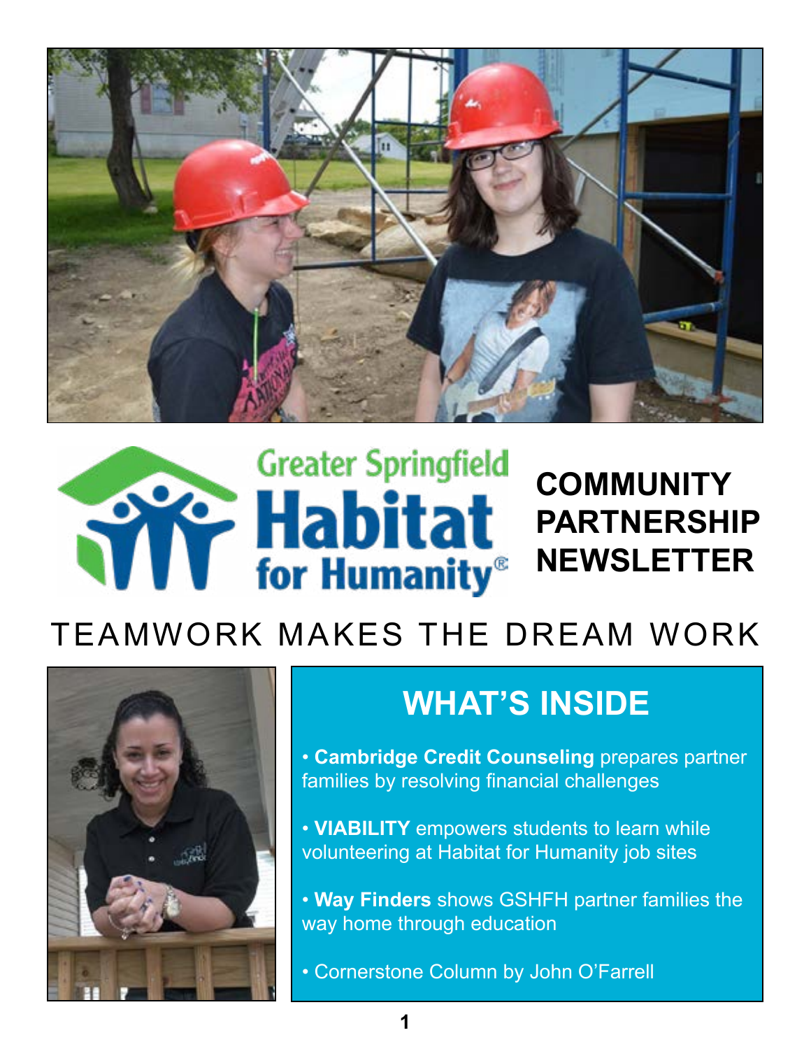Greater Springfield Habitat for Humanity®

# COMMUNITY PARTNERSHIP NEWSLETTER

## TEAMWORK MAKES THE DREAM WORK

## WHAT'S INSIDE

- **Cambridge Credit Counseling** prepares partner families by resolving financial challenges
- **VIABILITY** empowers students to learn while volunteering at Habitat for Humanity job sites
- **Way Finders** shows GSHFH partner families the way home through education
- Cornerstone Column by John O'Farrell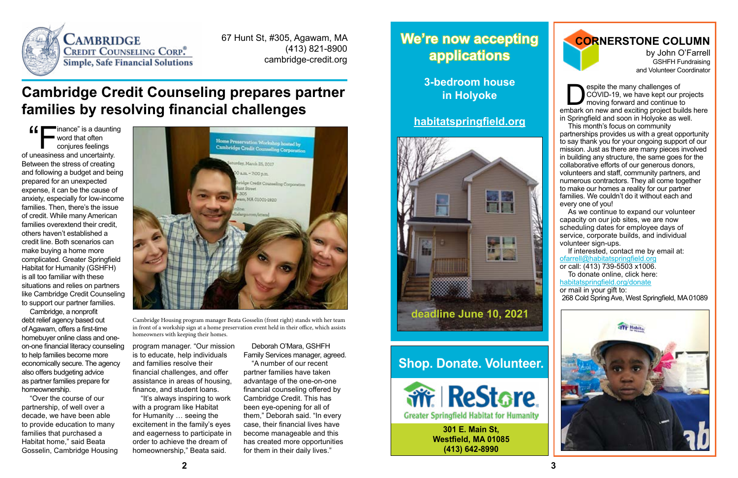**CAMBRIDGE CREDIT COUNSELING CORP.®**
**Simple, Safe Financial Solutions**

67 Hunt St, #305, Agawam, MA
(413) 821-8900
cambridge-credit.org

# Cambridge Credit Counseling prepares partner families by resolving financial challenges

"Finance" is a daunting word that often conjures feelings of uneasiness and uncertainty. Between the stress of creating and following a budget and being prepared for an unexpected expense, it can be the cause of anxiety, especially for low-income families. Then, there's the issue of credit. While many American families overextend their credit, others haven't established a credit line. Both scenarios can make buying a home more complicated. Greater Springfield Habitat for Humanity (GSHFH) is all too familiar with these situations and relies on partners like Cambridge Credit Counseling to support our partner families.

Cambridge, a nonprofit debt relief agency based out of Agawam, offers a first-time homebuyer online class and one-on-one financial literacy counseling to help families become more economically secure. The agency also offers budgeting advice as partner families prepare for homeownership.

"Over the course of our partnership, of well over a decade, we have been able to provide education to many families that purchased a Habitat home," said Beata Gosselin, Cambridge Housing program manager. "Our mission is to educate, help individuals and families resolve their financial challenges, and offer assistance in areas of housing, finance, and student loans.

"It's always inspiring to work with a program like Habitat for Humanity … seeing the excitement in the family's eyes and eagerness to participate in order to achieve the dream of homeownership," Beata said.

Cambridge Housing program manager Beata Gosselin (front right) stands with her team in front of a workshop sign at a home preservation event held in their office, which assists homeowners with keeping their homes.

Deborah O'Mara, GSHFH Family Services manager, agreed.

"A number of our recent partner families have taken advantage of the one-on-one financial counseling offered by Cambridge Credit. This has been eye-opening for all of them," Deborah said. "In every case, their financial lives have become manageable and this has created more opportunities for them in their daily lives."

## We're now accepting applications

**3-bedroom house in Holyoke**

**habitatspringfield.org**

**deadline June 10, 2021**

## Shop. Donate. Volunteer.

**ReStore**
Greater Springfield Habitat for Humanity

**301 E. Main St,**
**Westfield, MA 01085**
**(413) 642-8990**

## CORNERSTONE COLUMN

by John O'Farrell
GSHFH Fundraising and Volunteer Coordinator

Despite the many challenges of COVID-19, we have kept our projects moving forward and continue to embark on new and exciting project builds here in Springfield and soon in Holyoke as well.

This month's focus on community partnerships provides us with a great opportunity to say thank you for your ongoing support of our mission. Just as there are many pieces involved in building any structure, the same goes for the collaborative efforts of our generous donors, volunteers and staff, community partners, and numerous contractors. They all come together to make our homes a reality for our partner families. We couldn't do it without each and every one of you!

As we continue to expand our volunteer capacity on our job sites, we are now scheduling dates for employee days of service, corporate builds, and individual volunteer sign-ups.

If interested, contact me by email at: ofarrell@habitatspringfield.org
or call: (413) 739-5503 x1006.

To donate online, click here: habitatspringfield.org/donate
or mail in your gift to:
268 Cold Spring Ave, West Springfield, MA 01089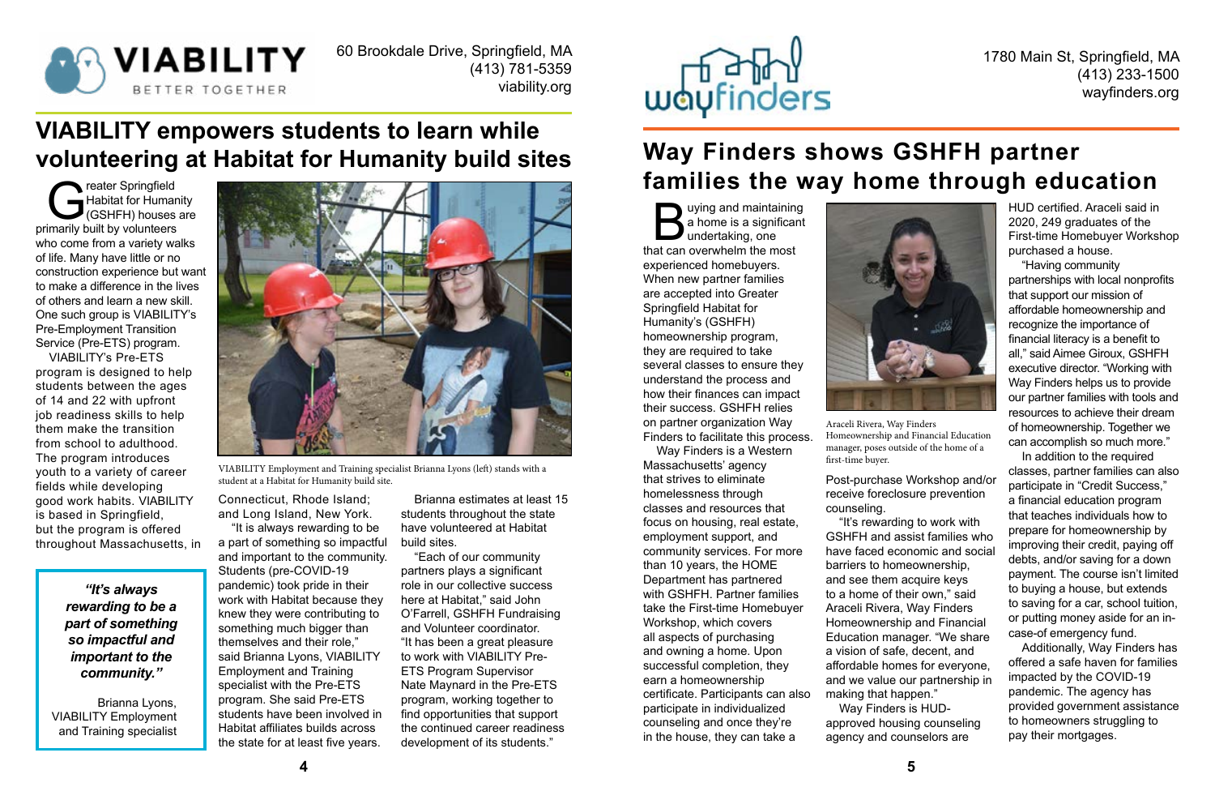VIABILITY BETTER TOGETHER

60 Brookdale Drive, Springfield, MA
(413) 781-5359
viability.org

## VIABILITY empowers students to learn while volunteering at Habitat for Humanity build sites

Greater Springfield Habitat for Humanity (GSHFH) houses are primarily built by volunteers who come from a variety walks of life. Many have little or no construction experience but want to make a difference in the lives of others and learn a new skill. One such group is VIABILITY's Pre-Employment Transition Service (Pre-ETS) program.

VIABILITY's Pre-ETS program is designed to help students between the ages of 14 and 22 with upfront job readiness skills to help them make the transition from school to adulthood. The program introduces youth to a variety of career fields while developing good work habits. VIABILITY is based in Springfield, but the program is offered throughout Massachusetts, in Connecticut, Rhode Island; and Long Island, New York.

"It is always rewarding to be a part of something so impactful and important to the community. Students (pre-COVID-19 pandemic) took pride in their work with Habitat because they knew they were contributing to something much bigger than themselves and their role," said Brianna Lyons, VIABILITY Employment and Training specialist in the Pre-ETS program. She said Pre-ETS students have been involved in Habitat affiliates builds across the state for at least five years.

Brianna estimates at least 15 students throughout the state have volunteered at Habitat build sites.

"Each of our community partners plays a significant role in our collective success here at Habitat," said John O'Farrell, GSHFH Fundraising and Volunteer coordinator. "It has been a great pleasure to work with VIABILITY Pre-ETS Program Supervisor Nate Maynard in the Pre-ETS program, working together to find opportunities that support the continued career readiness development of its students."

VIABILITY Employment and Training specialist Brianna Lyons (left) stands with a student at a Habitat for Humanity build site.

> ***"It's always rewarding to be a part of something so impactful and important to the community."***
>
> Brianna Lyons, VIABILITY Employment and Training specialist

wayfinders

1780 Main St, Springfield, MA
(413) 233-1500
wayfinders.org

## Way Finders shows GSHFH partner families the way home through education

Buying and maintaining a home is a significant undertaking, one that can overwhelm the most experienced homebuyers. When new partner families are accepted into Greater Springfield Habitat for Humanity's (GSHFH) homeownership program, they are required to take several classes to ensure they understand the process and how their finances can impact their success. GSHFH relies on partner organization Way Finders to facilitate this process.

Way Finders is a Western Massachusetts' agency that strives to eliminate homelessness through classes and resources that focus on housing, real estate, employment support, and community services. For more than 10 years, the HOME Department has partnered with GSHFH. Partner families take the First-time Homebuyer Workshop, which covers all aspects of purchasing and owning a home. Upon successful completion, they earn a homeownership certificate. Participants can also participate in individualized counseling and once they're in the house, they can take a Post-purchase Workshop and/or receive foreclosure prevention counseling.

"It's rewarding to work with GSHFH and assist families who have faced economic and social barriers to homeownership, and see them acquire keys to a home of their own," said Araceli Rivera, Way Finders Homeownership and Financial Education manager. "We share a vision of safe, decent, and affordable homes for everyone, and we value our partnership in making that happen."

Way Finders is HUD-approved housing counseling agency and counselors are HUD certified. Araceli said in 2020, 249 graduates of the First-time Homebuyer Workshop purchased a house.

"Having community partnerships with local nonprofits that support our mission of affordable homeownership and recognize the importance of financial literacy is a benefit to all," said Aimee Giroux, GSHFH executive director. "Working with Way Finders helps us to provide our partner families with tools and resources to achieve their dream of homeownership. Together we can accomplish so much more."

In addition to the required classes, partner families can also participate in "Credit Success," a financial education program that teaches individuals how to prepare for homeownership by improving their credit, paying off debts, and/or saving for a down payment. The course isn't limited to buying a house, but extends to saving for a car, school tuition, or putting money aside for an in-case-of emergency fund.

Additionally, Way Finders has offered a safe haven for families impacted by the COVID-19 pandemic. The agency has provided government assistance to homeowners struggling to pay their mortgages.

Araceli Rivera, Way Finders Homeownership and Financial Education manager, poses outside of the home of a first-time buyer.